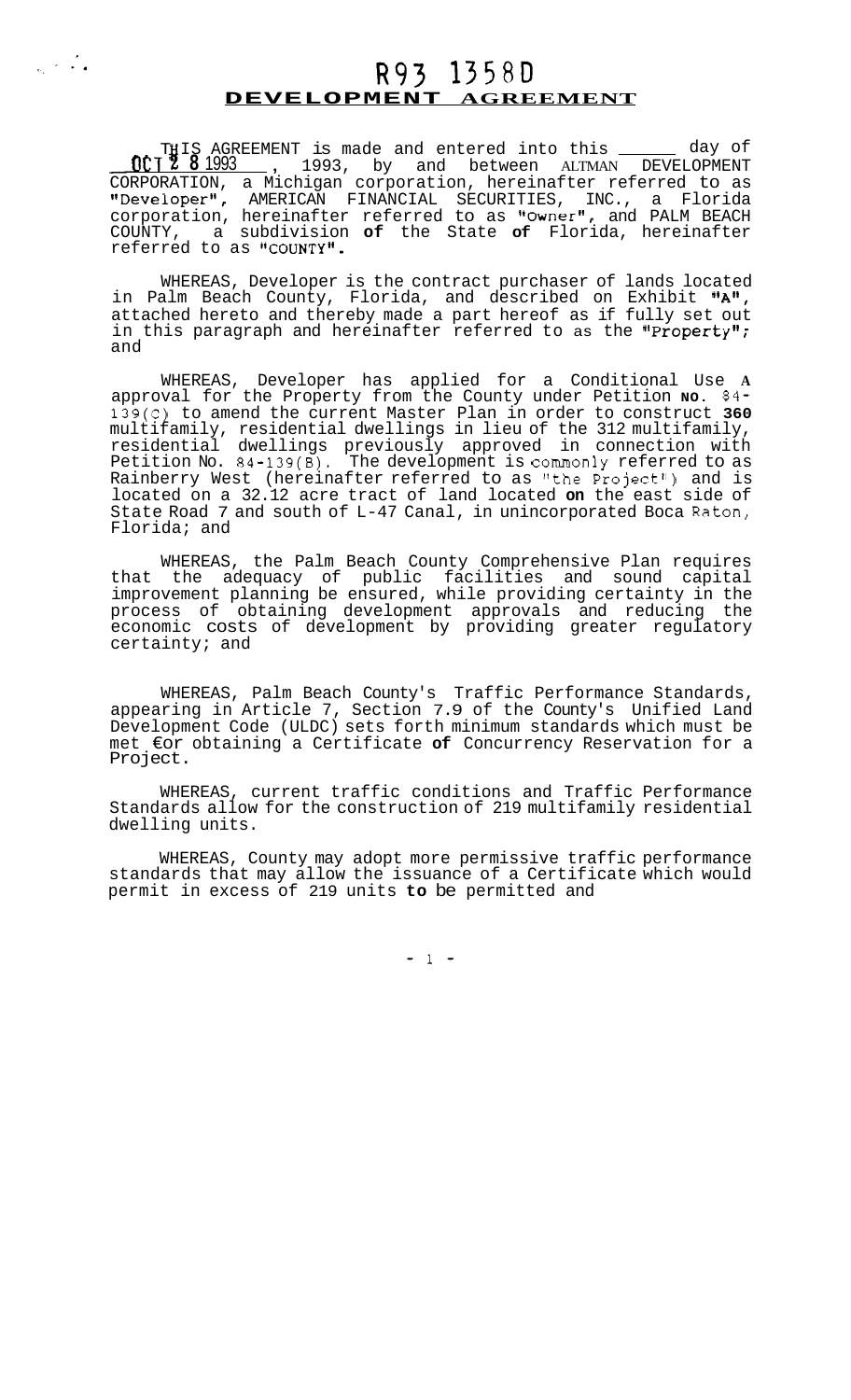R93 1358D

# DEVELOPMENT AGREEMENT

THIS AGREEMENT is made and entered into this ______ day of OCT 2 8 1993, 1993, by and between ALTMAN DEVELOPMENT CORPORATION, a Michigan corporation, hereinafter referred to as "Developer", AMERICAN FINANCIAL SECURITIES, INC., a Florida corporation, hereinafter referred to as "Owner", and PALM BEACH COUNTY, a subdivision **of** the State **of** Florida, hereinafter referred to as "COUNTY".

WHEREAS, Developer is the contract purchaser of lands located in Palm Beach County, Florida, and described on Exhibit "A", attached hereto and thereby made a part hereof as if fully set out in this paragraph and hereinafter referred to as the "Property"; and

WHEREAS, Developer has applied for a Conditional Use A approval for the Property from the County under Petition **NO**. 84-139(C) to amend the current Master Plan in order to construct **360** multifamily, residential dwellings in lieu of the 312 multifamily, residential dwellings previously approved in connection with Petition No. 84-139(B). The development is commonly referred to as Rainberry West (hereinafter referred to as "the Project") and is located on a 32.12 acre tract of land located **on** the east side of State Road 7 and south of L-47 Canal, in unincorporated Boca Raton, Florida; and

WHEREAS, the Palm Beach County Comprehensive Plan requires that the adequacy of public facilities and sound capital improvement planning be ensured, while providing certainty in the process of obtaining development approvals and reducing the economic costs of development by providing greater regulatory certainty; and

WHEREAS, Palm Beach County's Traffic Performance Standards, appearing in Article 7, Section 7.9 of the County's Unified Land Development Code (ULDC) sets forth minimum standards which must be met for obtaining a Certificate **of** Concurrency Reservation for a Project.

WHEREAS, current traffic conditions and Traffic Performance Standards allow for the construction of 219 multifamily residential dwelling units.

WHEREAS, County may adopt more permissive traffic performance standards that may allow the issuance of a Certificate which would permit in excess of 219 units **to** be permitted and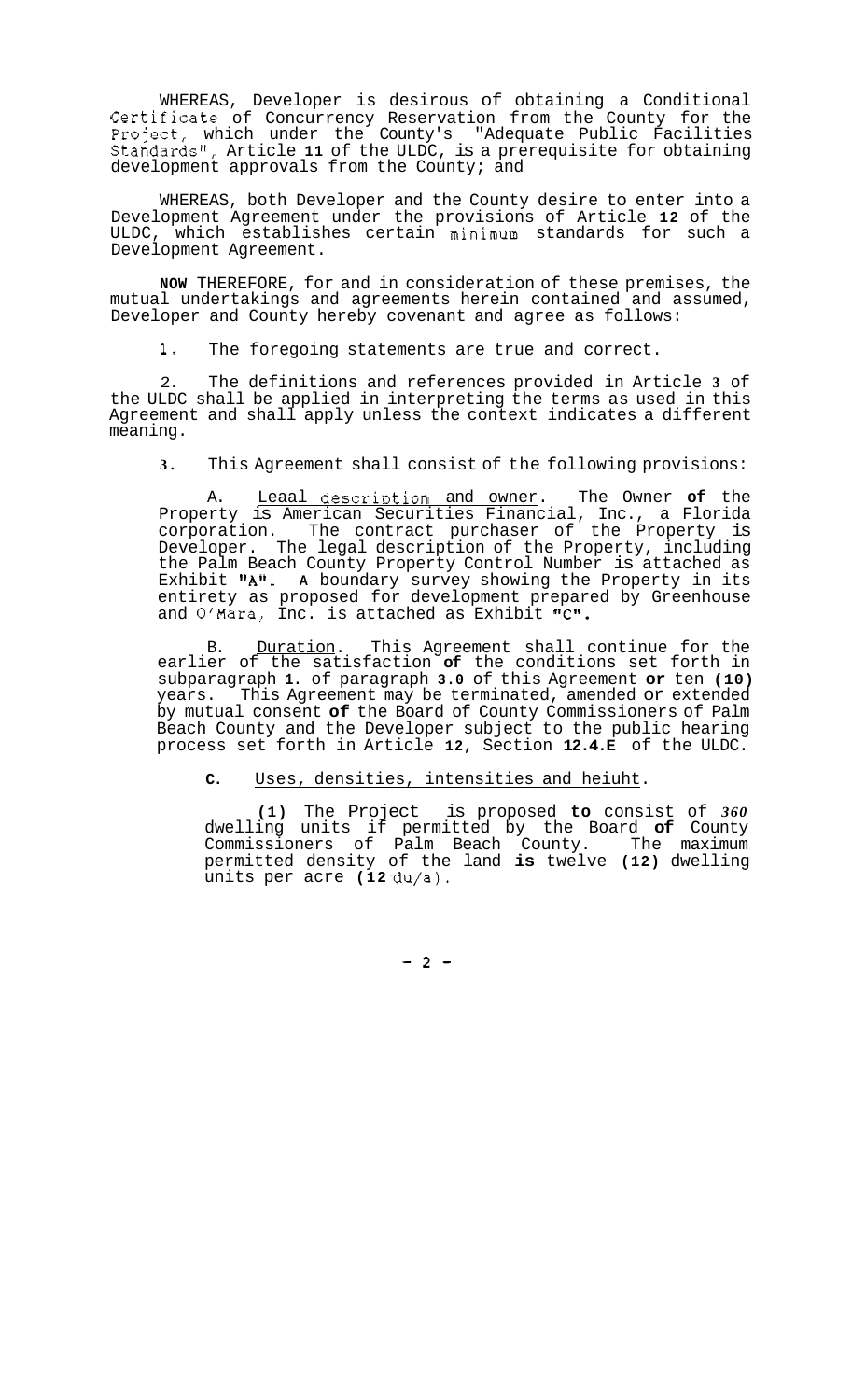WHEREAS, Developer is desirous of obtaining a Conditional Certificate of Concurrency Reservation from the County for the Project, which under the County's "Adequate Public Facilities Standards", Article **11** of the ULDC, is a prerequisite for obtaining development approvals from the County; and

WHEREAS, both Developer and the County desire to enter into a Development Agreement under the provisions of Article **12** of the ULDC, which establishes certain minimum standards for such a Development Agreement.

**NOW** THEREFORE, for and in consideration of these premises, the mutual undertakings and agreements herein contained and assumed, Developer and County hereby covenant and agree as follows:

1. The foregoing statements are true and correct.

2. The definitions and references provided in Article **3** of the ULDC shall be applied in interpreting the terms as used in this Agreement and shall apply unless the context indicates a different meaning.

3. This Agreement shall consist of the following provisions:

A. Leaal description and owner. The Owner **of** the Property is American Securities Financial, Inc., a Florida corporation. The contract purchaser of the Property is Developer. The legal description of the Property, including the Palm Beach County Property Control Number is attached as Exhibit **"A"**. **A** boundary survey showing the Property in its entirety as proposed for development prepared by Greenhouse and O'Mara, Inc. is attached as Exhibit **"C"**.

B. Duration. This Agreement shall continue for the earlier of the satisfaction **of** the conditions set forth in subparagraph **1**. of paragraph **3.0** of this Agreement **or** ten **(10)** years. This Agreement may be terminated, amended or extended by mutual consent **of** the Board of County Commissioners of Palm Beach County and the Developer subject to the public hearing process set forth in Article **12**, Section **12.4.E** of the ULDC.

**C**. Uses, densities, intensities and heiuht.

**(1)** The Project is proposed **to** consist of *360* dwelling units if permitted by the Board **of** County Commissioners of Palm Beach County. The maximum permitted density of the land **is** twelve **(12)** dwelling units per acre **(12** du/a).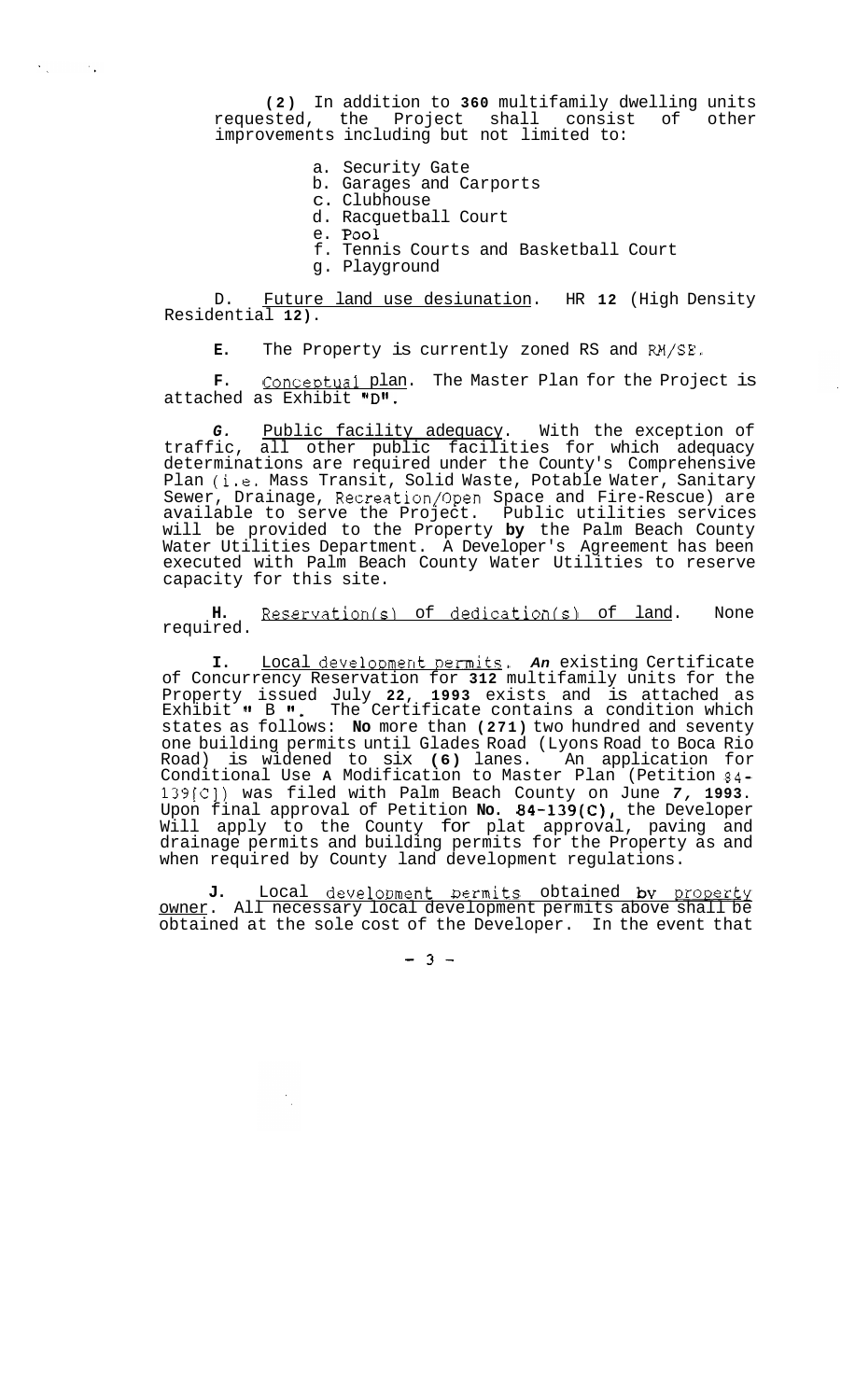(2) In addition to 360 multifamily dwelling units requested, the Project shall consist of other improvements including but not limited to:

a. Security Gate
b. Garages and Carports
c. Clubhouse
d. Racquetball Court
e. Pool
f. Tennis Courts and Basketball Court
g. Playground

D. Future land use desiunation. HR 12 (High Density Residential 12).

E. The Property is currently zoned RS and RM/SE.

F. Conceptual plan. The Master Plan for the Project is attached as Exhibit "D".

G. Public facility adequacy. With the exception of traffic, all other public facilities for which adequacy determinations are required under the County's Comprehensive Plan (i.e. Mass Transit, Solid Waste, Potable Water, Sanitary Sewer, Drainage, Recreation/Open Space and Fire-Rescue) are available to serve the Project. Public utilities services will be provided to the Property by the Palm Beach County Water Utilities Department. A Developer's Agreement has been executed with Palm Beach County Water Utilities to reserve capacity for this site.

H. Reservation(s) of dedication(s) of land. None required.

I. Local development permits. An existing Certificate of Concurrency Reservation for 312 multifamily units for the Property issued July 22, 1993 exists and is attached as Exhibit " B ". The Certificate contains a condition which states as follows: No more than (271) two hundred and seventy one building permits until Glades Road (Lyons Road to Boca Rio Road) is widened to six (6) lanes. An application for Conditional Use A Modification to Master Plan (Petition 84-139(C)) was filed with Palm Beach County on June 7, 1993. Upon final approval of Petition No. 84-139(C), the Developer Will apply to the County for plat approval, paving and drainage permits and building permits for the Property as and when required by County land development regulations.

J. Local development permits obtained by property owner. All necessary local development permits above shall be obtained at the sole cost of the Developer. In the event that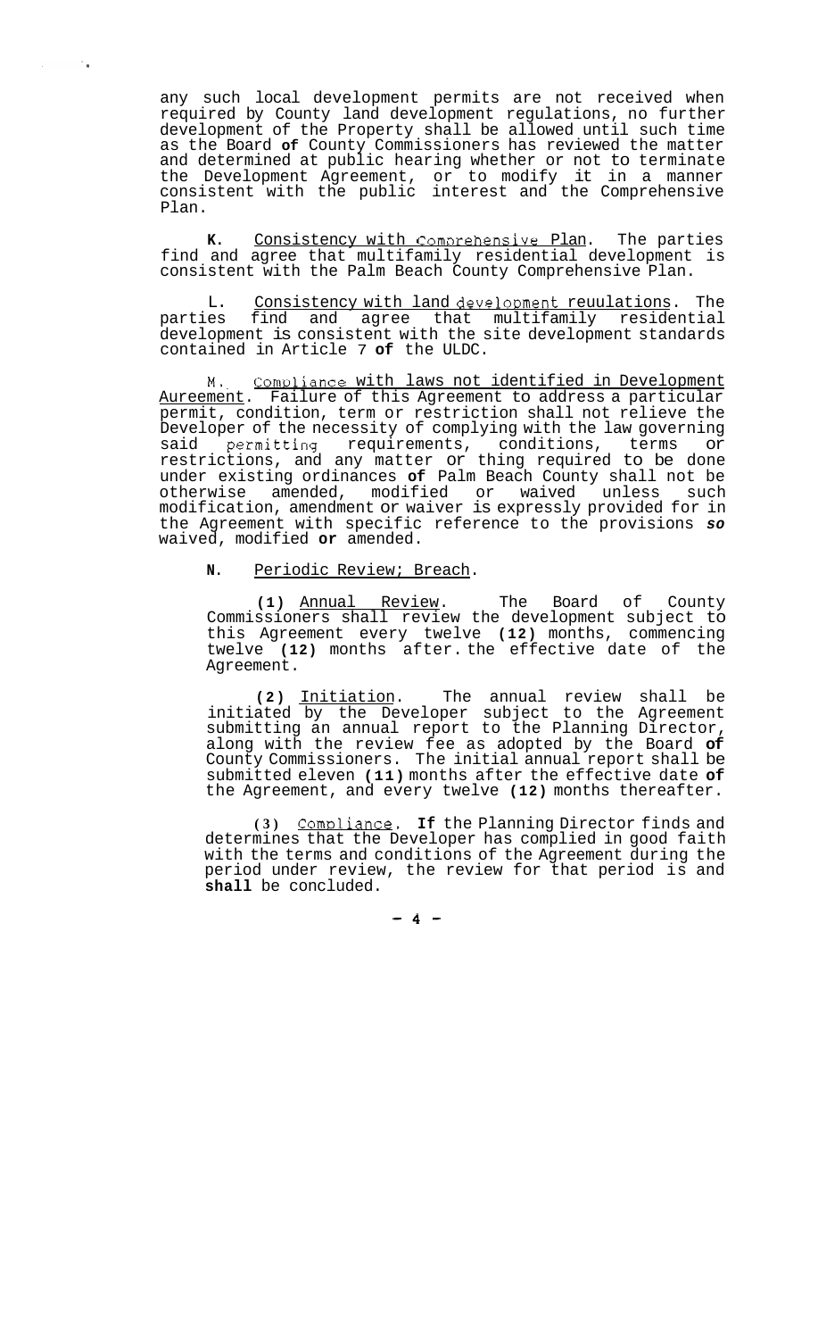any such local development permits are not received when required by County land development regulations, no further development of the Property shall be allowed until such time as the Board **of** County Commissioners has reviewed the matter and determined at public hearing whether or not to terminate the Development Agreement, or to modify it in a manner consistent with the public interest and the Comprehensive Plan.

**K.** Consistency with Comprehensive Plan. The parties find and agree that multifamily residential development is consistent with the Palm Beach County Comprehensive Plan.

L. Consistency with land development reuulations. The parties find and agree that multifamily residential development is consistent with the site development standards contained in Article 7 **of** the ULDC.

M. Compliance with laws not identified in Development Aureement. Failure of this Agreement to address a particular permit, condition, term or restriction shall not relieve the Developer of the necessity of complying with the law governing said permitting requirements, conditions, terms or restrictions, and any matter or thing required to be done under existing ordinances **of** Palm Beach County shall not be otherwise amended, modified or waived unless such modification, amendment or waiver is expressly provided for in the Agreement with specific reference to the provisions ***so*** waived, modified **or** amended.

**N.** Periodic Review; Breach.

**(1)** Annual Review. The Board of County Commissioners shall review the development subject to this Agreement every twelve **(12)** months, commencing twelve **(12)** months after. the effective date of the Agreement.

**(2)** Initiation. The annual review shall be initiated by the Developer subject to the Agreement submitting an annual report to the Planning Director, along with the review fee as adopted by the Board **of** County Commissioners. The initial annual report shall be submitted eleven **(11)** months after the effective date **of** the Agreement, and every twelve **(12)** months thereafter.

**(3)** Compliance. **If** the Planning Director finds and determines that the Developer has complied in good faith with the terms and conditions of the Agreement during the period under review, the review for that period is and **shall** be concluded.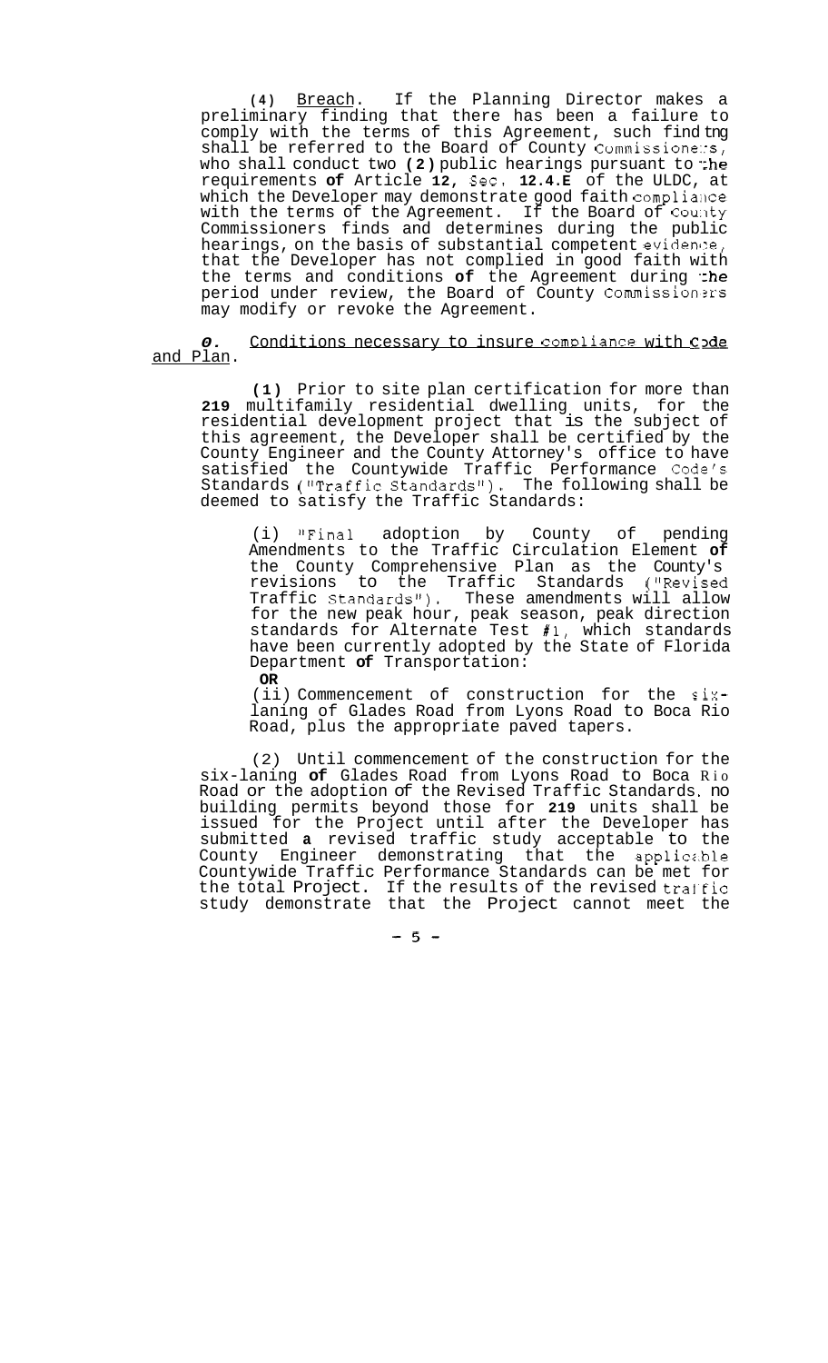(4) Breach. If the Planning Director makes a preliminary finding that there has been a failure to comply with the terms of this Agreement, such finding shall be referred to the Board of County Commissioners, who shall conduct two (2) public hearings pursuant to the requirements of Article 12, Sec. 12.4.E of the ULDC, at which the Developer may demonstrate good faith compliance with the terms of the Agreement. If the Board of County Commissioners finds and determines during the public hearings, on the basis of substantial competent evidence, that the Developer has not complied in good faith with the terms and conditions of the Agreement during the period under review, the Board of County Commissioners may modify or revoke the Agreement.

*O.* Conditions necessary to insure compliance with Code and Plan.

(1) Prior to site plan certification for more than 219 multifamily residential dwelling units, for the residential development project that is the subject of this agreement, the Developer shall be certified by the County Engineer and the County Attorney's office to have satisfied the Countywide Traffic Performance Code's Standards ("Traffic Standards"). The following shall be deemed to satisfy the Traffic Standards:

(i) "Final adoption by County of pending Amendments to the Traffic Circulation Element of the County Comprehensive Plan as the County's revisions to the Traffic Standards ("Revised Traffic Standards"). These amendments will allow for the new peak hour, peak season, peak direction standards for Alternate Test #1, which standards have been currently adopted by the State of Florida Department of Transportation:

**OR**

(ii) Commencement of construction for the six-laning of Glades Road from Lyons Road to Boca Rio Road, plus the appropriate paved tapers.

(2) Until commencement of the construction for the six-laning of Glades Road from Lyons Road to Boca Rio Road or the adoption of the Revised Traffic Standards, no building permits beyond those for 219 units shall be issued for the Project until after the Developer has submitted a revised traffic study acceptable to the County Engineer demonstrating that the applicable Countywide Traffic Performance Standards can be met for the total Project. If the results of the revised traffic study demonstrate that the Project cannot meet the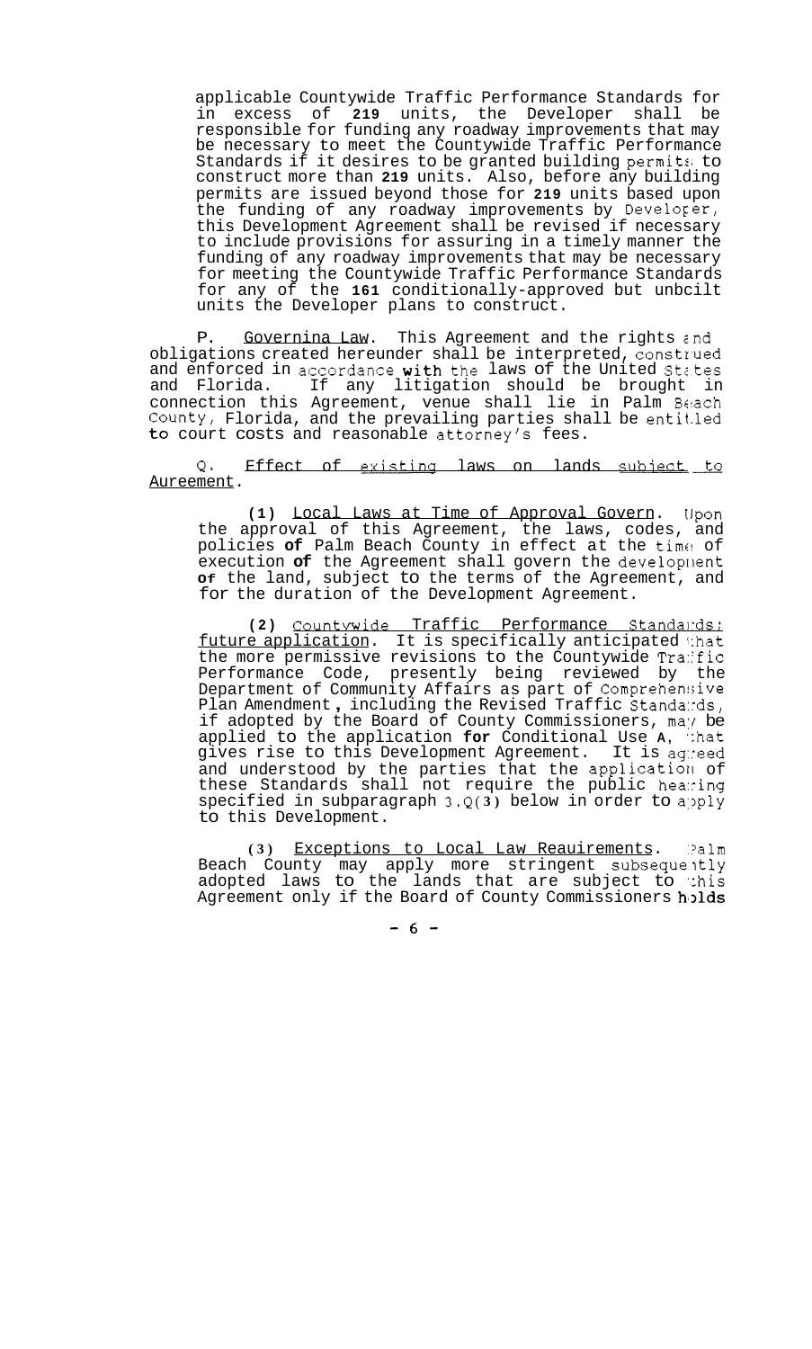applicable Countywide Traffic Performance Standards for in excess of **219** units, the Developer shall be responsible for funding any roadway improvements that may be necessary to meet the Countywide Traffic Performance Standards if it desires to be granted building permits to construct more than **219** units. Also, before any building permits are issued beyond those for **219** units based upon the funding of any roadway improvements by Developer, this Development Agreement shall be revised if necessary to include provisions for assuring in a timely manner the funding of any roadway improvements that may be necessary for meeting the Countywide Traffic Performance Standards for any of the **161** conditionally-approved but unbuilt units the Developer plans to construct.

P. <u>Governing Law</u>. This Agreement and the rights and obligations created hereunder shall be interpreted, construed and enforced in accordance **with** the laws of the United States and Florida. If any litigation should be brought in connection this Agreement, venue shall lie in Palm Beach County, Florida, and the prevailing parties shall be entitled **to** court costs and reasonable attorney's fees.

Q. <u>Effect of existing laws on lands subject to Agreement</u>.

**(1)** <u>Local Laws at Time of Approval Govern</u>. Upon the approval of this Agreement, the laws, codes, and policies **of** Palm Beach County in effect at the time of execution **of** the Agreement shall govern the development **of** the land, subject to the terms of the Agreement, and for the duration of the Development Agreement.

**(2)** <u>Countywide Traffic Performance Standards; future application</u>. It is specifically anticipated that the more permissive revisions to the Countywide Traffic Performance Code, presently being reviewed by the Department of Community Affairs as part of Comprehensive Plan Amendment, including the Revised Traffic Standards, if adopted by the Board of County Commissioners, may be applied to the application **for** Conditional Use **A**, that gives rise to this Development Agreement. It is agreed and understood by the parties that the application of these Standards shall not require the public hearing specified in subparagraph 3.Q(**3**) below in order to apply to this Development.

**(3)** <u>Exceptions to Local Law Requirements</u>. Palm Beach County may apply more stringent subsequently adopted laws to the lands that are subject to this Agreement only if the Board of County Commissioners holds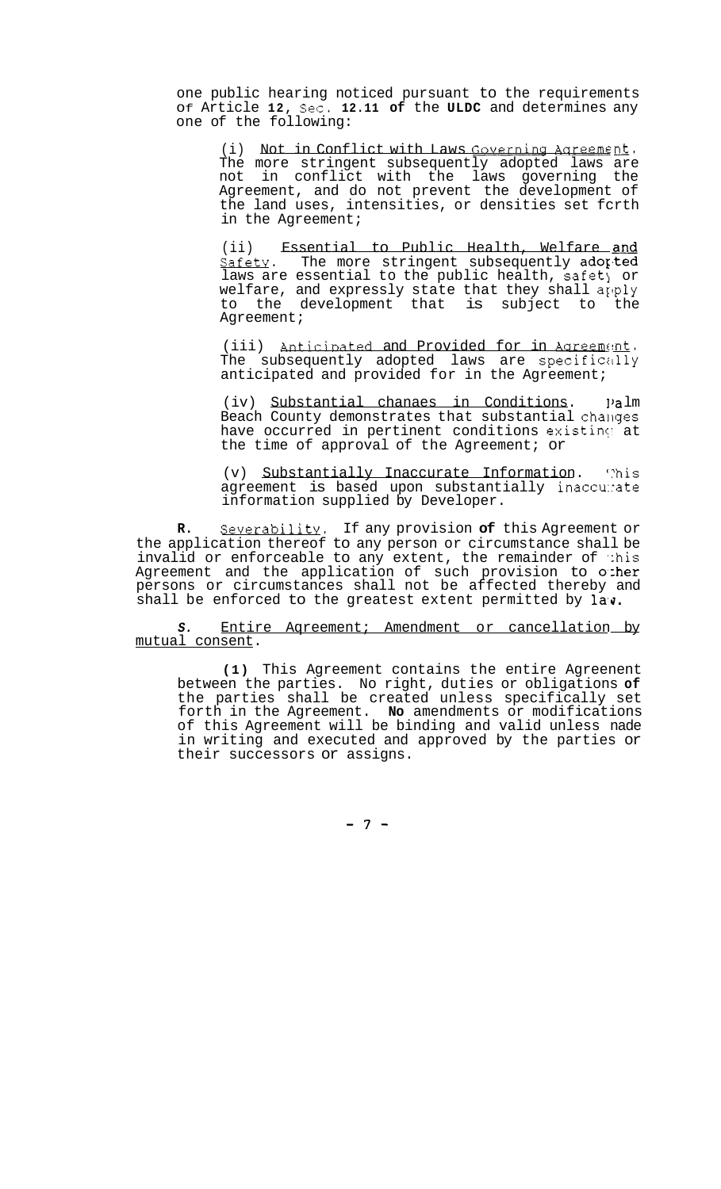one public hearing noticed pursuant to the requirements of Article **12,** Sec. **12.11 of** the **ULDC** and determines any one of the following:

(i) Not in Conflict with Laws Governing Agreement. The more stringent subsequently adopted laws are not in conflict with the laws governing the Agreement, and do not prevent the development of the land uses, intensities, or densities set fcrth in the Agreement;

(ii) Essential to Public Health, Welfare and Safety. The more stringent subsequently adopted laws are essential to the public health, safety or welfare, and expressly state that they shall apply to the development that is subject to the Agreement;

(iii) Anticipated and Provided for in Agreement. The subsequently adopted laws are specifically anticipated and provided for in the Agreement;

(iv) Substantial chanaes in Conditions. Palm Beach County demonstrates that substantial changes have occurred in pertinent conditions existing at the time of approval of the Agreement; or

(v) Substantially Inaccurate Information. This agreement is based upon substantially inaccurate information supplied by Developer.

**R.** Severability. If any provision **of** this Agreement or the application thereof to any person or circumstance shall be invalid or enforceable to any extent, the remainder of this Agreement and the application of such provision to other persons or circumstances shall not be affected thereby and shall be enforced to the greatest extent permitted by law.

***S.*** Entire Aqreement; Amendment or cancellation by mutual consent.

**(1)** This Agreement contains the entire Agreenent between the parties. No right, duties or obligations **of** the parties shall be created unless specifically set forth in the Agreement. **No** amendments or modifications of this Agreement will be binding and valid unless nade in writing and executed and approved by the parties or their successors or assigns.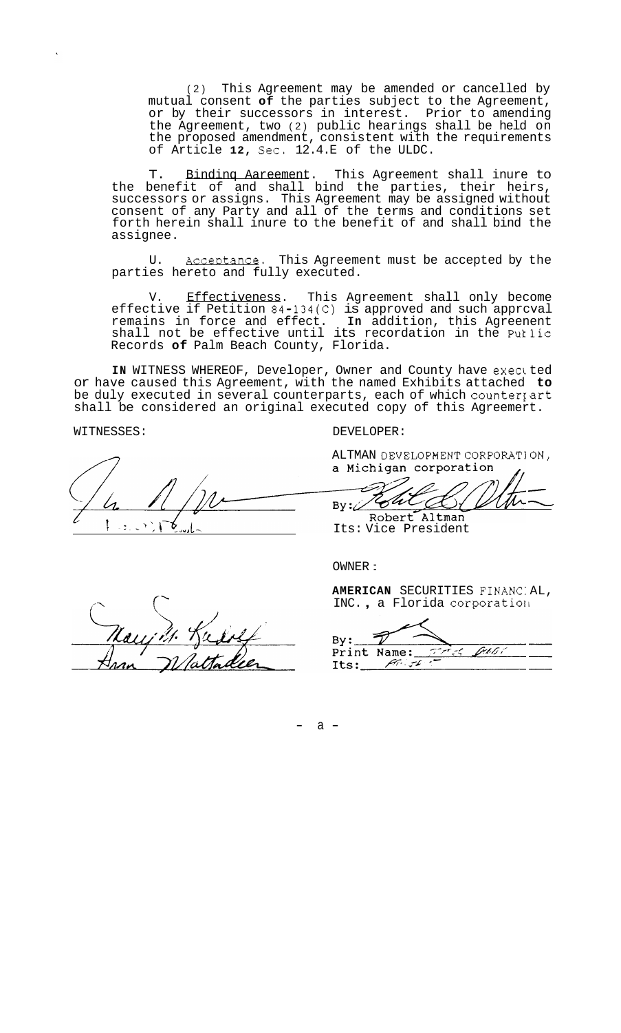(2) This Agreement may be amended or cancelled by mutual consent **of** the parties subject to the Agreement, or by their successors in interest. Prior to amending the Agreement, two (2) public hearings shall be held on the proposed amendment, consistent with the requirements of Article **12**, Sec. 12.4.E of the ULDC.

T. Binding Agreement. This Agreement shall inure to the benefit of and shall bind the parties, their heirs, successors or assigns. This Agreement may be assigned without consent of any Party and all of the terms and conditions set forth herein shall inure to the benefit of and shall bind the assignee.

U. Acceptance. This Agreement must be accepted by the parties hereto and fully executed.

V. Effectiveness. This Agreement shall only become effective if Petition 84-134(C) is approved and such approval remains in force and effect. **In** addition, this Agreement shall not be effective until its recordation in the Public Records **of** Palm Beach County, Florida.

**IN** WITNESS WHEREOF, Developer, Owner and County have executed or have caused this Agreement, with the named Exhibits attached **to** be duly executed in several counterparts, each of which counterpart shall be considered an original executed copy of this Agreement.

WITNESSES:

DEVELOPER:

ALTMAN DEVELOPMENT CORPORATION, a Michigan corporation

By: \_\_\_\_\_\_\_\_\_\_\_\_\_\_\_\_\_\_\_\_
Robert Altman
Its: Vice President

OWNER:

**AMERICAN** SECURITIES FINANCIAL, INC., a Florida corporation

By: \_\_\_\_\_\_\_\_\_\_\_\_\_\_\_\_\_\_\_\_
Print Name: \_\_\_\_\_\_\_\_\_\_\_\_\_\_\_\_\_\_\_\_
Its: \_\_\_\_\_\_\_\_\_\_\_\_\_\_\_\_\_\_\_\_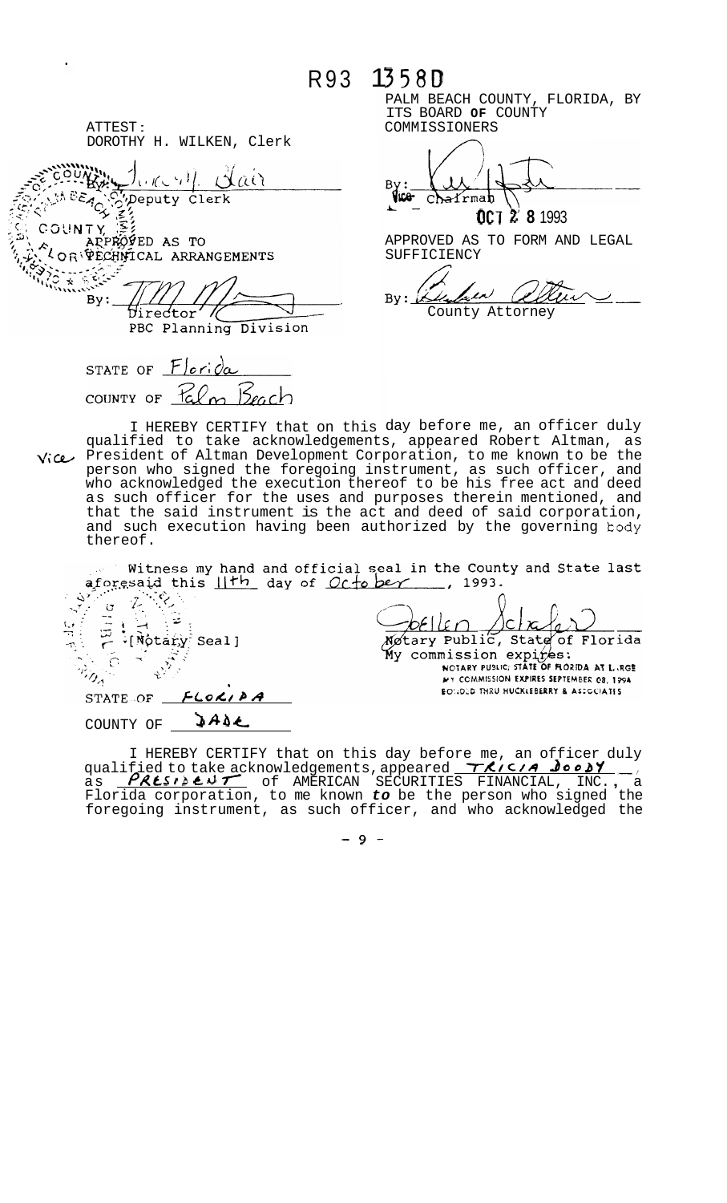R93 1358D

ATTEST:
DOROTHY H. WILKEN, Clerk

By: Judith Blair
Deputy Clerk

PALM BEACH COUNTY, FLORIDA, BY ITS BOARD OF COUNTY COMMISSIONERS

By: ______________________
Vice Chairman

OCT 2 8 1993

APPROVED AS TO TECHNICAL ARRANGEMENTS

By: ______________________
Director
PBC Planning Division

APPROVED AS TO FORM AND LEGAL SUFFICIENCY

By: ______________________
County Attorney

STATE OF Florida
COUNTY OF Palm Beach

I HEREBY CERTIFY that on this day before me, an officer duly qualified to take acknowledgements, appeared Robert Altman, as Vice President of Altman Development Corporation, to me known to be the person who signed the foregoing instrument, as such officer, and who acknowledged the execution thereof to be his free act and deed as such officer for the uses and purposes therein mentioned, and that the said instrument is the act and deed of said corporation, and such execution having been authorized by the governing body thereof.

Witness my hand and official seal in the County and State last aforesaid this 11th day of October, 1993.

[Notary Seal]

Notary Public, State of Florida
My commission expires:
NOTARY PUBLIC, STATE OF FLORIDA AT LARGE
MY COMMISSION EXPIRES SEPTEMBER 08, 1994
BONDED THRU HUCKLEBERRY & ASSOCIATES

STATE OF FLORIDA
COUNTY OF DADE

I HEREBY CERTIFY that on this day before me, an officer duly qualified to take acknowledgements, appeared TRICIA DOODY, as PRESIDENT of AMERICAN SECURITIES FINANCIAL, INC., a Florida corporation, to me known *to* be the person who signed the foregoing instrument, as such officer, and who acknowledged the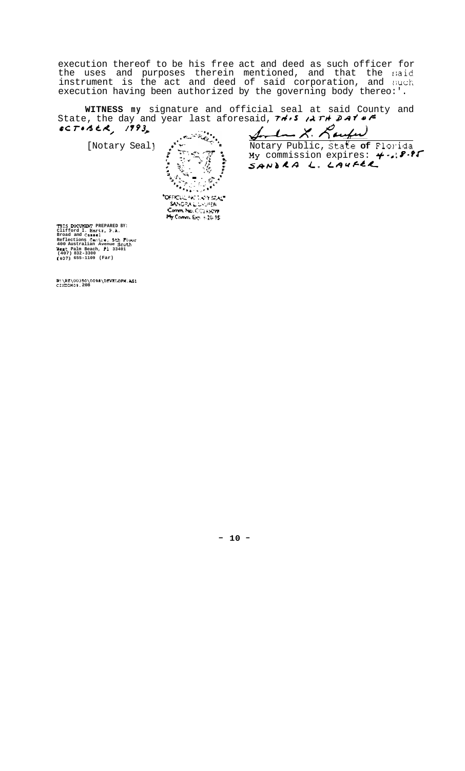execution thereof to be his free act and deed as such officer for the uses and purposes therein mentioned, and that the said instrument is the act and deed of said corporation, and such execution having been authorized by the governing body thereo:'.

**WITNESS** my signature and official seal at said County and State, the day and year last aforesaid, THIS 12TH DAY OF OCTOBER, 1993.

[Notary Seal]

"OFFICIAL NOTARY SEAL"
SANDRA L. LAUFER
Comm. No. CC255099
My Comm. Exp. 4-18-95

Sandra L. Laufer
Notary Public, State **of** Florida
My commission expires: 4-18-95
SANDRA L. LAUFER

THIS DOCUMENT PREPARED BY:
Clifford I. Hertz, P.A.
Broad and Cassel
Reflections Centre, 5th Floor
400 Australian Avenue South
West Palm Beach, Fl 33401
(407) 832-3300
(407) 655-1109 (Fax)

F:\RE\00350\0098\DEVELOPM.AG1
CIHDDM09.208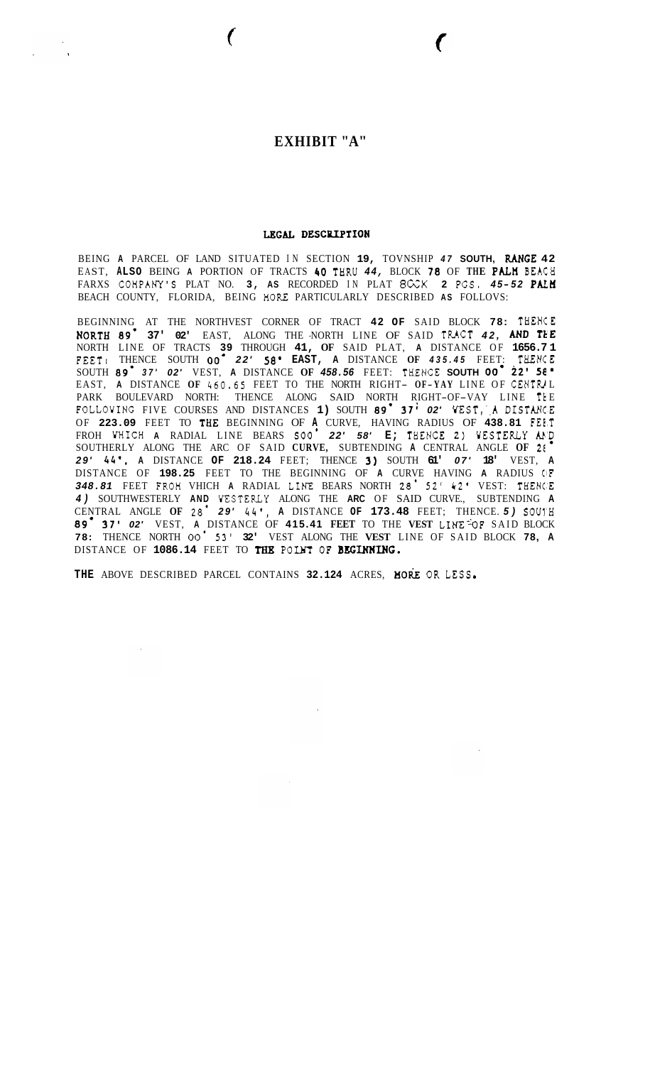# EXHIBIT "A"

## LEGAL DESCRIPTION

BEING A PARCEL OF LAND SITUATED IN SECTION 19, TOWNSHIP 47 SOUTH, RANGE 42 EAST, ALSO BEING A PORTION OF TRACTS 40 THRU 44, BLOCK 78 OF THE PALM BEACH FARMS COMPANY'S PLAT NO. 3, AS RECORDED IN PLAT BOOK 2 PGS. 45-52 PALM BEACH COUNTY, FLORIDA, BEING MORE PARTICULARLY DESCRIBED AS FOLLOWS:

BEGINNING AT THE NORTHWEST CORNER OF TRACT 42 OF SAID BLOCK 78: THENCE NORTH 89° 37' 02' EAST, ALONG THE NORTH LINE OF SAID TRACT 42, AND THE NORTH LINE OF TRACTS 39 THROUGH 41, OF SAID PLAT, A DISTANCE OF 1656.71 FEET; THENCE SOUTH 00° 22' 58' EAST, A DISTANCE OF 435.45 FEET: THENCE SOUTH 89° 37' 02' WEST, A DISTANCE OF 458.56 FEET: THENCE SOUTH 00° 22' 58' EAST, A DISTANCE OF 460.65 FEET TO THE NORTH RIGHT-OF-WAY LINE OF CENTRAL PARK BOULEVARD NORTH: THENCE ALONG SAID NORTH RIGHT-OF-WAY LINE THE FOLLOWING FIVE COURSES AND DISTANCES 1) SOUTH 89° 37' 02' WEST, A DISTANCE OF 223.09 FEET TO THE BEGINNING OF A CURVE, HAVING RADIUS OF 438.81 FEET FROM WHICH A RADIAL LINE BEARS S00° 22' 58' E; THENCE 2) WESTERLY AND SOUTHERLY ALONG THE ARC OF SAID CURVE, SUBTENDING A CENTRAL ANGLE OF 28° 29' 44', A DISTANCE OF 218.24 FEET; THENCE 3) SOUTH 61° 07' 18' WEST, A DISTANCE OF 198.25 FEET TO THE BEGINNING OF A CURVE HAVING A RADIUS OF 348.81 FEET FROM WHICH A RADIAL LINE BEARS NORTH 28° 52' 42' WEST: THENCE 4) SOUTHWESTERLY AND WESTERLY ALONG THE ARC OF SAID CURVE, SUBTENDING A CENTRAL ANGLE OF 28° 29' 44', A DISTANCE OF 173.48 FEET; THENCE 5) SOUTH 89° 37' 02' WEST, A DISTANCE OF 415.41 FEET TO THE WEST LINE OF SAID BLOCK 78: THENCE NORTH 00° 53' 32' WEST ALONG THE WEST LINE OF SAID BLOCK 78, A DISTANCE OF 1086.14 FEET TO THE POINT OF BEGINNING.

THE ABOVE DESCRIBED PARCEL CONTAINS 32.124 ACRES, MORE OR LESS.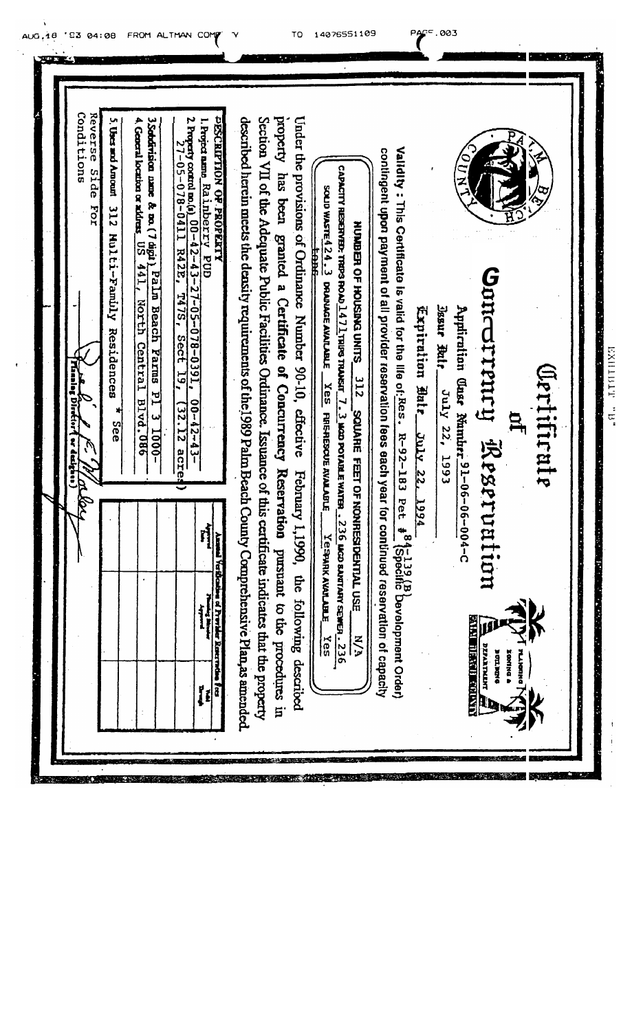AUG.18 '93 04:08 FROM ALTMAN COMPANY TO 14076551109 PAGE.003

EXHIBIT "B"

# Certificate of Concurrency Reservation

Application Case Number 91-06-06-004-C

Issue Date July 22, 1993

Expiration Date July 22, 1994

PALM BEACH COUNTY

PLANNING ZONING & BUILDING DEPARTMENT

Validity: This Certificate is valid for the life of Res. R-92-183 Pet # 84-139(B) (Specific Development Order) contingent upon payment of all provider reservation fees each year for continued reservation of capacity

NUMBER OF HOUSING UNITS 312 SQUARE FEET OF NONRESIDENTIAL USE N/A

CAPACITY RESERVED: TRIPS ROAD 1471 TRIPS TRANSIT 7.3 MGD POTABLE WATER .236 MGD SANITARY SEWER .236

SOLID WASTE 424.3 TONS DRAINAGE AVAILABLE Yes FIRE-RESCUE AVAILABLE Yes PARK AVAILABLE Yes

Under the provisions of Ordinance Number 90-10, effective February 1,1990, the following described property has been granted a Certificate of Concurrency Reservation pursuant to the procedures in Section VII of the Adequate Public Facilities Ordinance. Issuance of this certificate indicates that the property described herein meets the density requirements of the 1989 Palm Beach County Comprehensive Plan, as amended.

**DESCRIPTION OF PROPERTY**

1. Project name Rainberry PUD
2. Property control no.(s) 00-42-43-27-05-078-0391, 00-42-43-27-05-078-0411 R42E, T47S, Sect 19, (32.12 acres)
3. Subdivision name & no. (7 digit) Palm Beach Farms Pl 3 1000-
4. General location or address US 441, North Central Blvd.086
5. Uses and Amount 312 Multi-Family Residences * See Reverse Side For Conditions

| Annual Verification of Provider Reservation Fees | | |
|---|---|---|
| Approval Date | Planning Director Approval | Valid Through |
| | | |
| | | |
| | | |
| | | |
| | | |

Planning Director (or designee)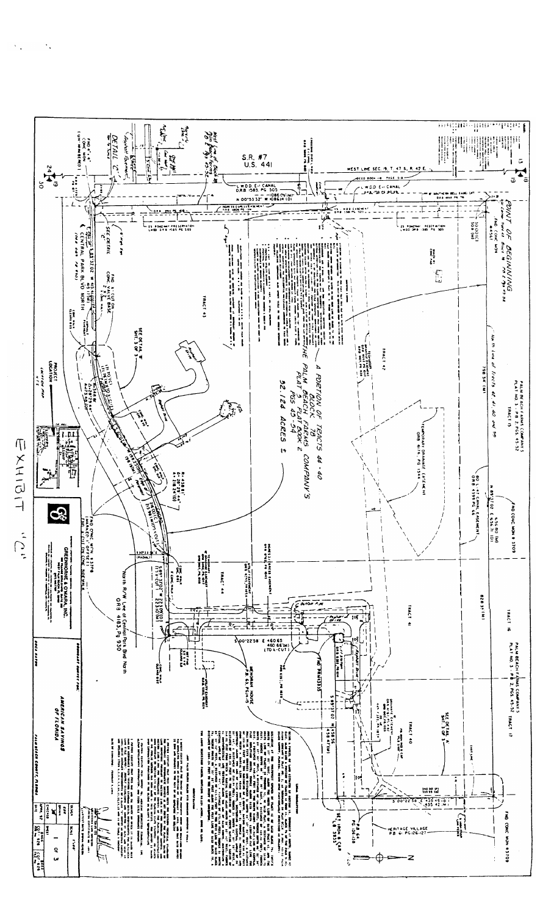# EXHIBIT "C"

POINT OF BEGINNING

A PORTION OF TRACTS 44-40
BLOCK 78
THE PALM BEACH FARMS COMPANY'S
PLAT NO. 3
PLAT BOOK 2
PGS 45-54
32.124 ACRES ±

S.R. #7
U.S. 441

WEST LINE SEC. 19, T. 47 S., R. 42 E.

L.W.D.D. E-1 CANAL
ORB 1583 PG 505

N 00°53'32" W 1086.34 (D)

PALM BEACH FARMS COMPANY'S
PLAT NO. 3 - P.B. 2, PGS 45-52
TRACT 15

PALM BEACH FARMS COMPANY'S
PLAT NO. 3 - P.B. 2, PGS 45-52 TRACT 17

TRACT 16

TRACT 41

TRACT 42

TRACT 43

TRACT 44

TRACT 40

North line of Tracts 42, 41, 40 and 39

FND CONC MON # 3709

828.35 (M)

TEMPORARY DRAINAGE EASEMENT
ORB 6178, PG 1544

N 89°51'02" E 436.11 (D)

CENTRAL PARK BLVD NORTH

North R/W Line of Central Park Blvd North
ORB 4183, Pg 930

S 00°22'58" E 460.65
460.66 (M)
(TO X-CUT)

MENORAH HOUSE
P.B. 63, PGS 4-5

HERITAGE VILLAGE
P.B. 41, PGS 126-127

P.B. 64
PG 136-138

SEE DETAIL "B"
SHT. 3 OF 3

SEE DETAIL "A"
SHT. 3 OF 3

DETAIL "C"

FND CONC MON # 3709

PROJECT LOCATION
LOCATION MAP
N.T.S.

GREENHORNE & O'MARA, INC.

AMERICAN SAVINGS
OF FLORIDA

PALM BEACH COUNTY, FLORIDA

SHEET 1 OF 3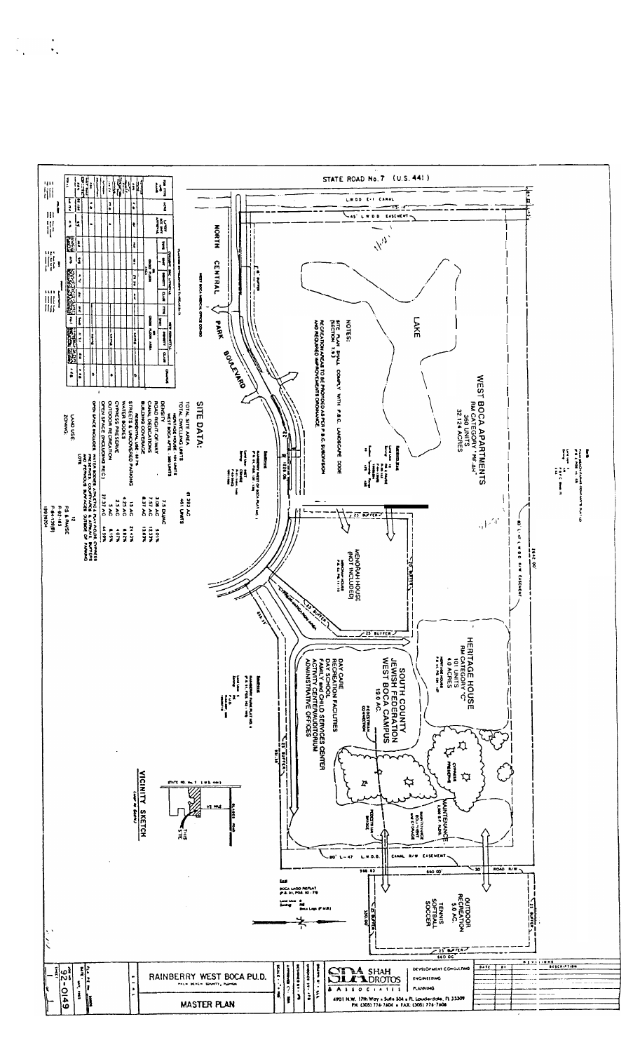STATE ROAD No. 7 (U.S. 441)

L.W.D.D. E-1 CANAL

45' L.W.D.D. EASEMENT

LAKE

WEST BOCA APARTMENTS
RM CATEGORY "MF-AH"
360 UNITS
32.124 ACRES

NOTES:

SITE PLAN SHALL COMPLY WITH P.B.C. LANDSCAPE CODE (SECTION 7.5)

RECREATIONAL AREAS TO BE PROVIDED AS PER P.B.C. SUBDIVISION AND REQUIRED IMPROVEMENTS ORDINANCE

NORTH CENTRAL PARK BOULEVARD

WEST BOCA MEDICAL OFFICE CONDO

MENORAH HOUSE (NOT INCLUDED)

HERITAGE HOUSE
RM CATEGORY "C"
101 UNITS
4.0 ACRES

SOUTH COUNTY JEWISH FEDERATION WEST BOCA CAMPUS
19.0 AC.

DAY CARE
RECREATION FACILITIES
DAY SCHOOL
FAMILY AND CHILD SERVICES CENTER
ACTIVITY CENTER/AUDITORIUM
ADMINISTRATIVE OFFICES

PEDESTRIAN CONNECTION

CYPRESS PRESERVE

MAINTENANCE 1,500 SF. BLDG.

PEDESTRIAN BRIDGE

80' L-47 L.W.D.D. CANAL R/W EASEMENT

OUTDOOR RECREATION 5.0 AC.
TENNIS
SOFTBALL
SOCCER

25' BUFFER

## SITE DATA:

| | | |
|---|---|---|
| TOTAL SITE AREA | 61.383 AC | |
| TOTAL DWELLING UNITS | 461 UNITS | |
| DENSITY | 7.5 DU/AC | |
| ROAD RIGHT OF WAY | 3.08 AC | 5.01% |
| CANAL DEDICATIONS | 7.57 AC | 12.33% |
| BUILDING COVERAGE | 8.37 AC | 13.63% |
| STREETS & UNCOVERED PARKING | 15 AC | 24.43% |
| WATER BODIES | 4.25 AC | 6.92% |
| CYPRESS PRESERVE | 2.5 AC | 4.07% |
| OUTDOOR RECREATION | 5 AC | 8.15% |
| OPEN SPACE (INCLUDING REC) | 27.37 AC | 44.59% |

OPEN SPACE INCLUDES: WATER BODIES, CYPRESS, LANDSCAPE BUFFERS AND PERVIOUS SURFACES OUTSIDE OF PARKING LOTS

LAND USE: 12
ZONING: P.U.D.

VICINITY SKETCH
(NOT TO SCALE)

STATE RD. No. 7 (U.S. 441)

THIS SITE

SHAH DROTOS & ASSOCIATES
DEVELOPMENT CONSULTING
ENGINEERING
PLANNING
4901 N.W. 17th Way • Suite 504 • Ft. Lauderdale, FL 33309
PH. (305) 776-7604 • FAX (305) 776-7606

RAINBERRY WEST BOCA P.U.D.
PALM BEACH COUNTY, FLORIDA

MASTER PLAN

92-0149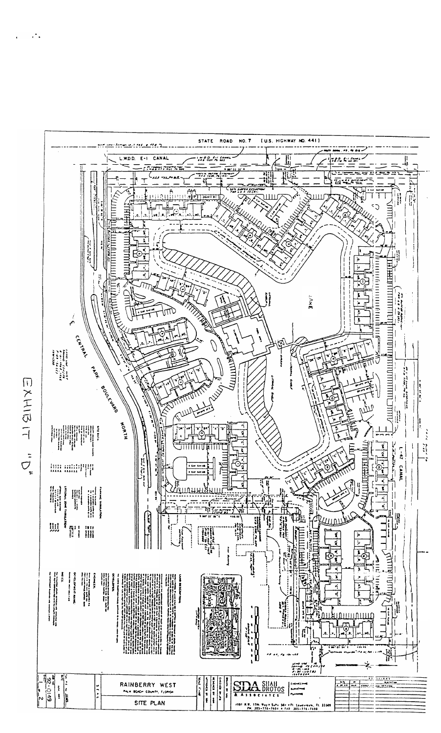EXHIBIT "D"

STATE ROAD NO. 7 (U.S. HIGHWAY NO. 441)

L.W.D.D. E-1 CANAL

CENTRAL PARK BOULEVARD NORTH

L-47 CANAL

LAKE

RAINBERRY WEST

PALM BEACH COUNTY, FLORIDA

SITE PLAN

SDA SHAH DROTOS & ASSOCIATES

ENGINEERING SURVEYING PLANNING

92-0149